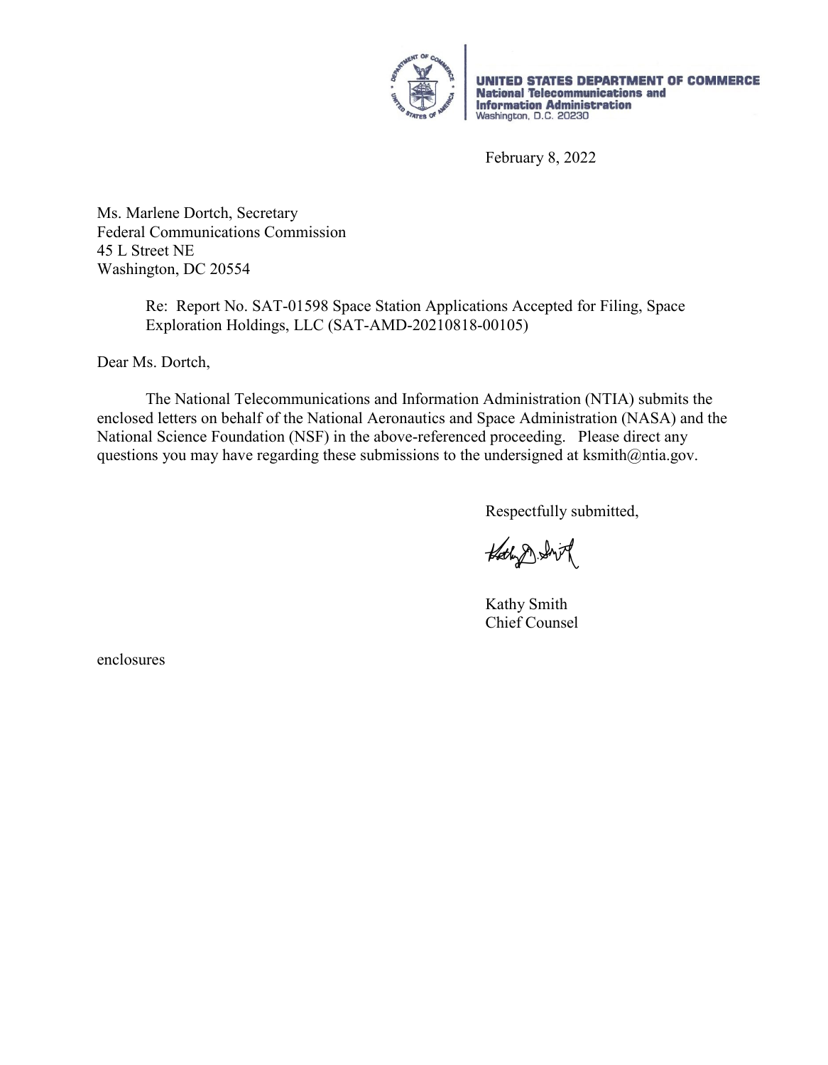**UNITED STATES DEPARTMENT OF COMMERCE**
**National Telecommunications and Information Administration**
Washington, D.C. 20230

February 8, 2022

Ms. Marlene Dortch, Secretary
Federal Communications Commission
45 L Street NE
Washington, DC 20554

Re: Report No. SAT-01598 Space Station Applications Accepted for Filing, Space Exploration Holdings, LLC (SAT-AMD-20210818-00105)

Dear Ms. Dortch,

The National Telecommunications and Information Administration (NTIA) submits the enclosed letters on behalf of the National Aeronautics and Space Administration (NASA) and the National Science Foundation (NSF) in the above-referenced proceeding. Please direct any questions you may have regarding these submissions to the undersigned at ksmith@ntia.gov.

Respectfully submitted,

Kathy Smith
Chief Counsel

enclosures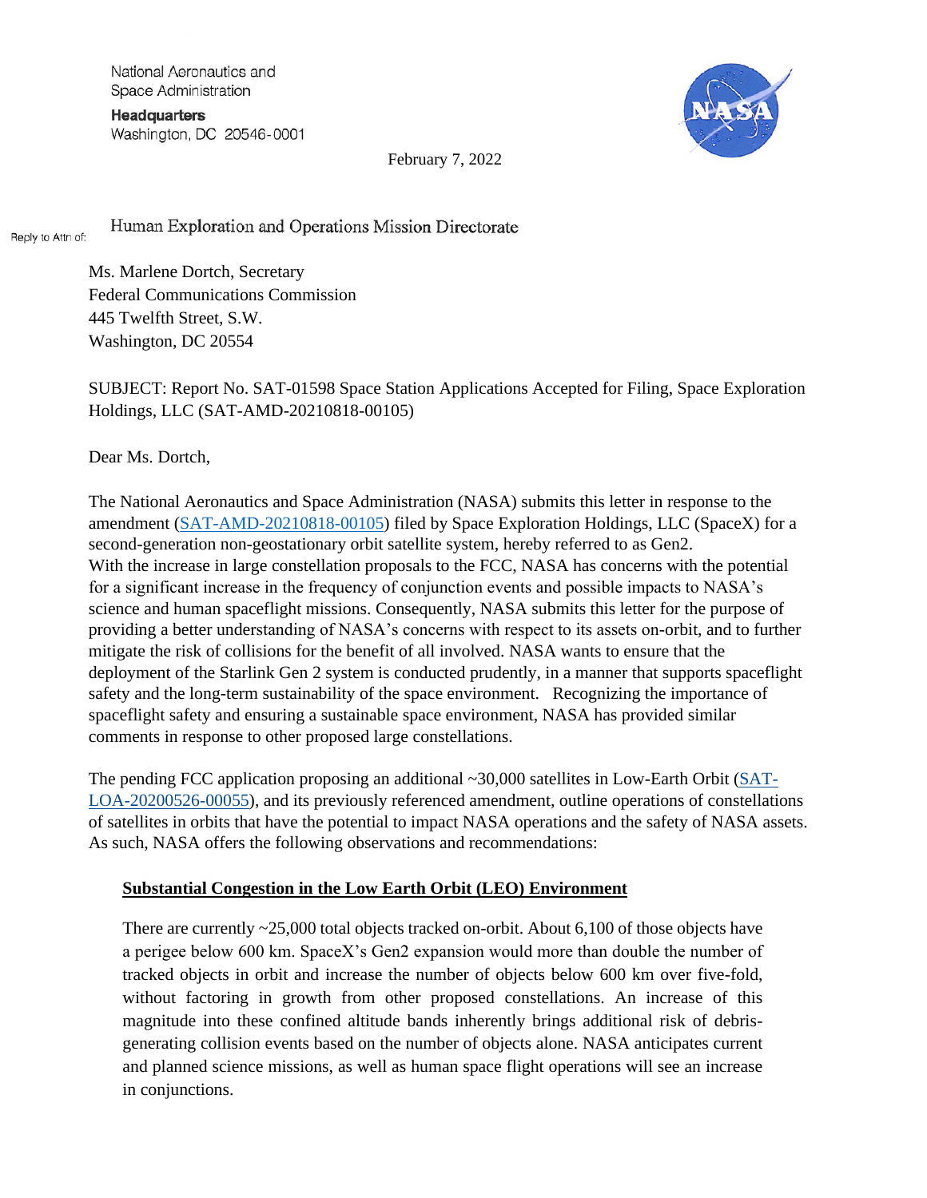National Aeronautics and
Space Administration

**Headquarters**
Washington, DC 20546-0001

February 7, 2022

Reply to Attn of: Human Exploration and Operations Mission Directorate

Ms. Marlene Dortch, Secretary
Federal Communications Commission
445 Twelfth Street, S.W.
Washington, DC 20554

SUBJECT: Report No. SAT-01598 Space Station Applications Accepted for Filing, Space Exploration Holdings, LLC (SAT-AMD-20210818-00105)

Dear Ms. Dortch,

The National Aeronautics and Space Administration (NASA) submits this letter in response to the amendment (SAT-AMD-20210818-00105) filed by Space Exploration Holdings, LLC (SpaceX) for a second-generation non-geostationary orbit satellite system, hereby referred to as Gen2. With the increase in large constellation proposals to the FCC, NASA has concerns with the potential for a significant increase in the frequency of conjunction events and possible impacts to NASA's science and human spaceflight missions. Consequently, NASA submits this letter for the purpose of providing a better understanding of NASA's concerns with respect to its assets on-orbit, and to further mitigate the risk of collisions for the benefit of all involved. NASA wants to ensure that the deployment of the Starlink Gen 2 system is conducted prudently, in a manner that supports spaceflight safety and the long-term sustainability of the space environment. Recognizing the importance of spaceflight safety and ensuring a sustainable space environment, NASA has provided similar comments in response to other proposed large constellations.

The pending FCC application proposing an additional ~30,000 satellites in Low-Earth Orbit (SAT-LOA-20200526-00055), and its previously referenced amendment, outline operations of constellations of satellites in orbits that have the potential to impact NASA operations and the safety of NASA assets. As such, NASA offers the following observations and recommendations:

**Substantial Congestion in the Low Earth Orbit (LEO) Environment**

There are currently ~25,000 total objects tracked on-orbit. About 6,100 of those objects have a perigee below 600 km. SpaceX's Gen2 expansion would more than double the number of tracked objects in orbit and increase the number of objects below 600 km over five-fold, without factoring in growth from other proposed constellations. An increase of this magnitude into these confined altitude bands inherently brings additional risk of debris-generating collision events based on the number of objects alone. NASA anticipates current and planned science missions, as well as human space flight operations will see an increase in conjunctions.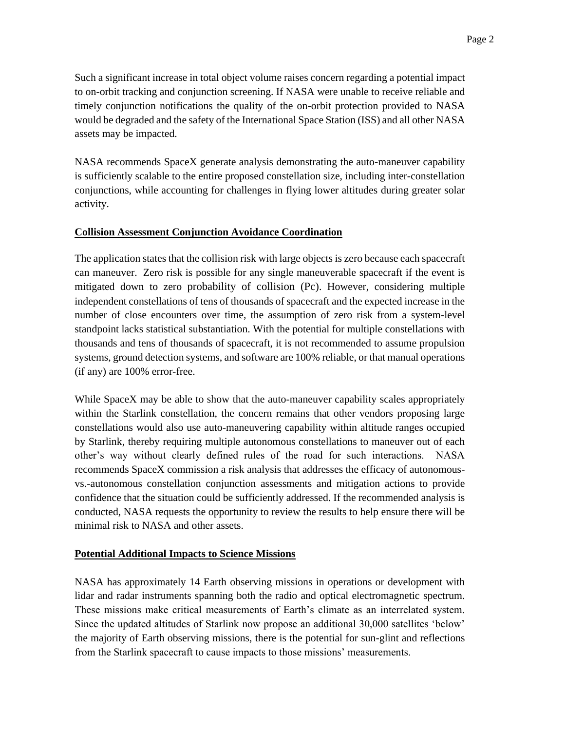Such a significant increase in total object volume raises concern regarding a potential impact to on-orbit tracking and conjunction screening. If NASA were unable to receive reliable and timely conjunction notifications the quality of the on-orbit protection provided to NASA would be degraded and the safety of the International Space Station (ISS) and all other NASA assets may be impacted.

NASA recommends SpaceX generate analysis demonstrating the auto-maneuver capability is sufficiently scalable to the entire proposed constellation size, including inter-constellation conjunctions, while accounting for challenges in flying lower altitudes during greater solar activity.

## Collision Assessment Conjunction Avoidance Coordination

The application states that the collision risk with large objects is zero because each spacecraft can maneuver. Zero risk is possible for any single maneuverable spacecraft if the event is mitigated down to zero probability of collision (Pc). However, considering multiple independent constellations of tens of thousands of spacecraft and the expected increase in the number of close encounters over time, the assumption of zero risk from a system-level standpoint lacks statistical substantiation. With the potential for multiple constellations with thousands and tens of thousands of spacecraft, it is not recommended to assume propulsion systems, ground detection systems, and software are 100% reliable, or that manual operations (if any) are 100% error-free.

While SpaceX may be able to show that the auto-maneuver capability scales appropriately within the Starlink constellation, the concern remains that other vendors proposing large constellations would also use auto-maneuvering capability within altitude ranges occupied by Starlink, thereby requiring multiple autonomous constellations to maneuver out of each other's way without clearly defined rules of the road for such interactions. NASA recommends SpaceX commission a risk analysis that addresses the efficacy of autonomous-vs.-autonomous constellation conjunction assessments and mitigation actions to provide confidence that the situation could be sufficiently addressed. If the recommended analysis is conducted, NASA requests the opportunity to review the results to help ensure there will be minimal risk to NASA and other assets.

## Potential Additional Impacts to Science Missions

NASA has approximately 14 Earth observing missions in operations or development with lidar and radar instruments spanning both the radio and optical electromagnetic spectrum. These missions make critical measurements of Earth's climate as an interrelated system. Since the updated altitudes of Starlink now propose an additional 30,000 satellites 'below' the majority of Earth observing missions, there is the potential for sun-glint and reflections from the Starlink spacecraft to cause impacts to those missions' measurements.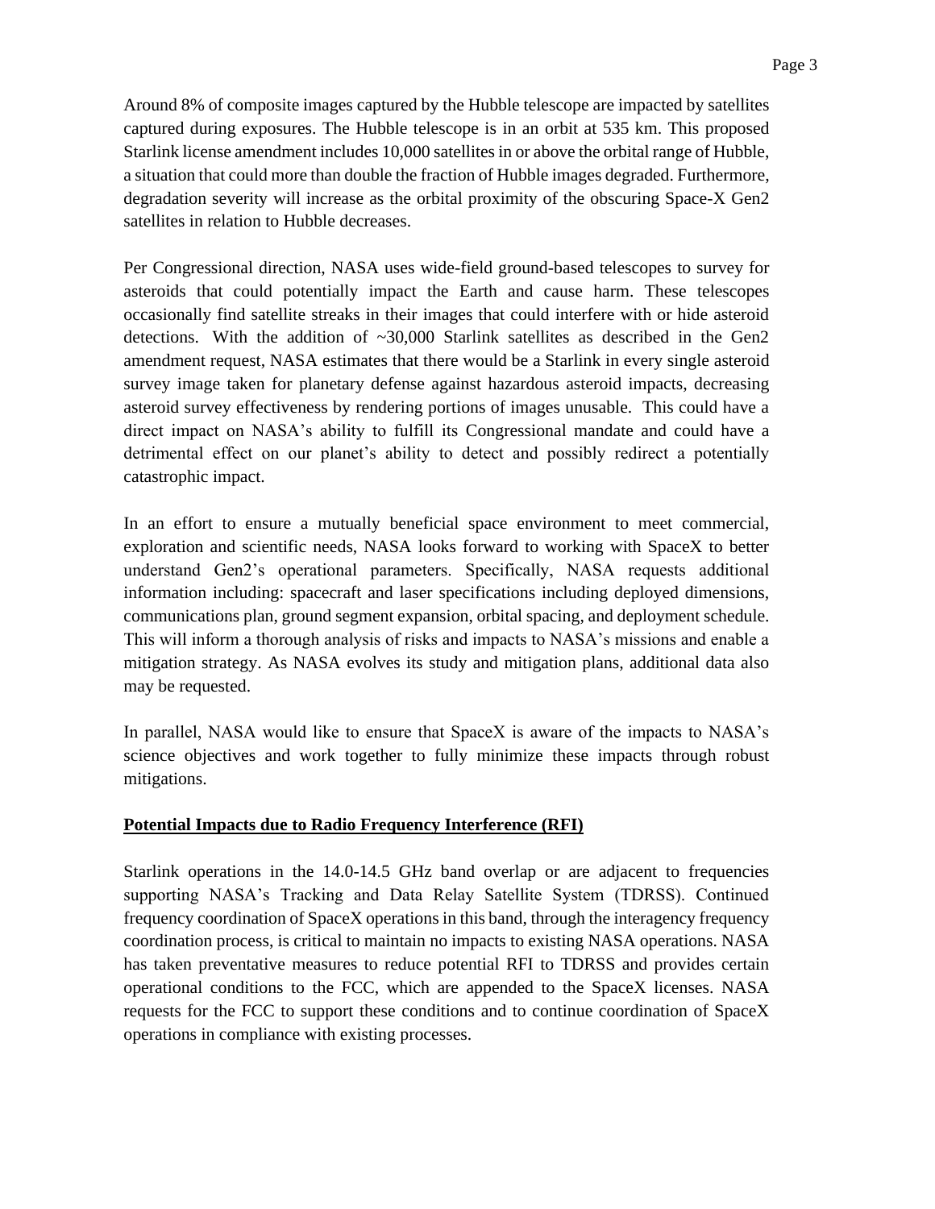Around 8% of composite images captured by the Hubble telescope are impacted by satellites captured during exposures. The Hubble telescope is in an orbit at 535 km. This proposed Starlink license amendment includes 10,000 satellites in or above the orbital range of Hubble, a situation that could more than double the fraction of Hubble images degraded. Furthermore, degradation severity will increase as the orbital proximity of the obscuring Space-X Gen2 satellites in relation to Hubble decreases.

Per Congressional direction, NASA uses wide-field ground-based telescopes to survey for asteroids that could potentially impact the Earth and cause harm. These telescopes occasionally find satellite streaks in their images that could interfere with or hide asteroid detections. With the addition of ~30,000 Starlink satellites as described in the Gen2 amendment request, NASA estimates that there would be a Starlink in every single asteroid survey image taken for planetary defense against hazardous asteroid impacts, decreasing asteroid survey effectiveness by rendering portions of images unusable. This could have a direct impact on NASA's ability to fulfill its Congressional mandate and could have a detrimental effect on our planet's ability to detect and possibly redirect a potentially catastrophic impact.

In an effort to ensure a mutually beneficial space environment to meet commercial, exploration and scientific needs, NASA looks forward to working with SpaceX to better understand Gen2's operational parameters. Specifically, NASA requests additional information including: spacecraft and laser specifications including deployed dimensions, communications plan, ground segment expansion, orbital spacing, and deployment schedule. This will inform a thorough analysis of risks and impacts to NASA's missions and enable a mitigation strategy. As NASA evolves its study and mitigation plans, additional data also may be requested.

In parallel, NASA would like to ensure that SpaceX is aware of the impacts to NASA's science objectives and work together to fully minimize these impacts through robust mitigations.

**Potential Impacts due to Radio Frequency Interference (RFI)**

Starlink operations in the 14.0-14.5 GHz band overlap or are adjacent to frequencies supporting NASA's Tracking and Data Relay Satellite System (TDRSS). Continued frequency coordination of SpaceX operations in this band, through the interagency frequency coordination process, is critical to maintain no impacts to existing NASA operations. NASA has taken preventative measures to reduce potential RFI to TDRSS and provides certain operational conditions to the FCC, which are appended to the SpaceX licenses. NASA requests for the FCC to support these conditions and to continue coordination of SpaceX operations in compliance with existing processes.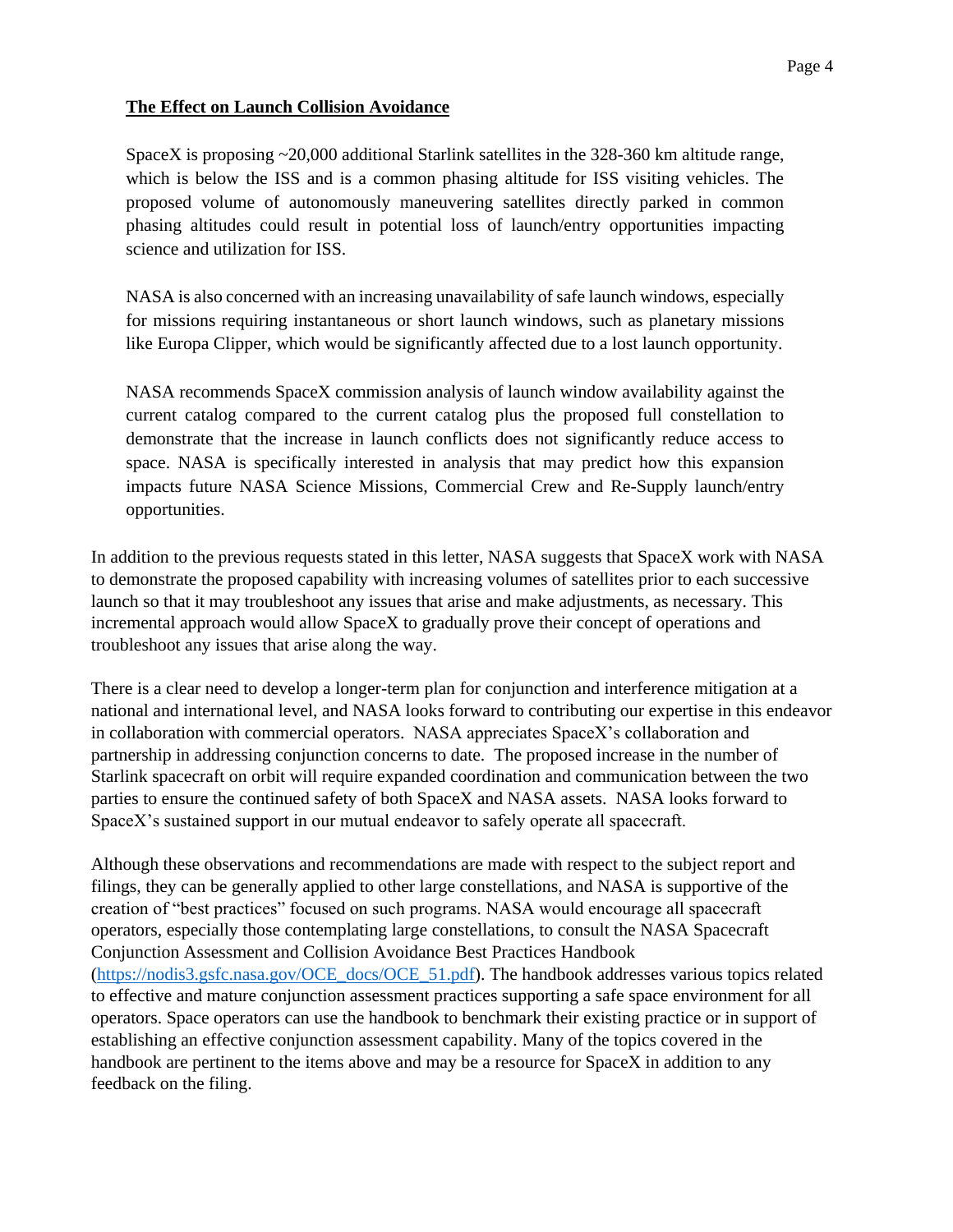**The Effect on Launch Collision Avoidance**

SpaceX is proposing ~20,000 additional Starlink satellites in the 328-360 km altitude range, which is below the ISS and is a common phasing altitude for ISS visiting vehicles. The proposed volume of autonomously maneuvering satellites directly parked in common phasing altitudes could result in potential loss of launch/entry opportunities impacting science and utilization for ISS.

NASA is also concerned with an increasing unavailability of safe launch windows, especially for missions requiring instantaneous or short launch windows, such as planetary missions like Europa Clipper, which would be significantly affected due to a lost launch opportunity.

NASA recommends SpaceX commission analysis of launch window availability against the current catalog compared to the current catalog plus the proposed full constellation to demonstrate that the increase in launch conflicts does not significantly reduce access to space. NASA is specifically interested in analysis that may predict how this expansion impacts future NASA Science Missions, Commercial Crew and Re-Supply launch/entry opportunities.

In addition to the previous requests stated in this letter, NASA suggests that SpaceX work with NASA to demonstrate the proposed capability with increasing volumes of satellites prior to each successive launch so that it may troubleshoot any issues that arise and make adjustments, as necessary. This incremental approach would allow SpaceX to gradually prove their concept of operations and troubleshoot any issues that arise along the way.

There is a clear need to develop a longer-term plan for conjunction and interference mitigation at a national and international level, and NASA looks forward to contributing our expertise in this endeavor in collaboration with commercial operators. NASA appreciates SpaceX's collaboration and partnership in addressing conjunction concerns to date. The proposed increase in the number of Starlink spacecraft on orbit will require expanded coordination and communication between the two parties to ensure the continued safety of both SpaceX and NASA assets. NASA looks forward to SpaceX's sustained support in our mutual endeavor to safely operate all spacecraft.

Although these observations and recommendations are made with respect to the subject report and filings, they can be generally applied to other large constellations, and NASA is supportive of the creation of "best practices" focused on such programs. NASA would encourage all spacecraft operators, especially those contemplating large constellations, to consult the NASA Spacecraft Conjunction Assessment and Collision Avoidance Best Practices Handbook (https://nodis3.gsfc.nasa.gov/OCE_docs/OCE_51.pdf). The handbook addresses various topics related to effective and mature conjunction assessment practices supporting a safe space environment for all operators. Space operators can use the handbook to benchmark their existing practice or in support of establishing an effective conjunction assessment capability. Many of the topics covered in the handbook are pertinent to the items above and may be a resource for SpaceX in addition to any feedback on the filing.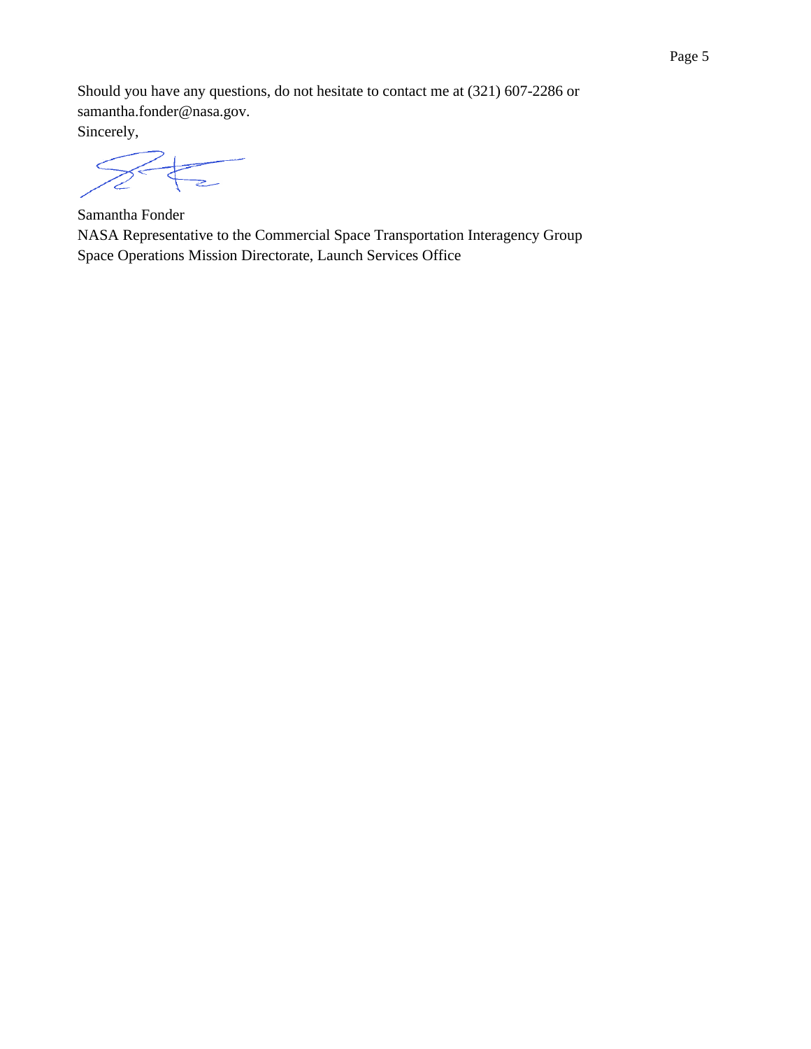Should you have any questions, do not hesitate to contact me at (321) 607-2286 or samantha.fonder@nasa.gov.

Sincerely,

Samantha Fonder
NASA Representative to the Commercial Space Transportation Interagency Group
Space Operations Mission Directorate, Launch Services Office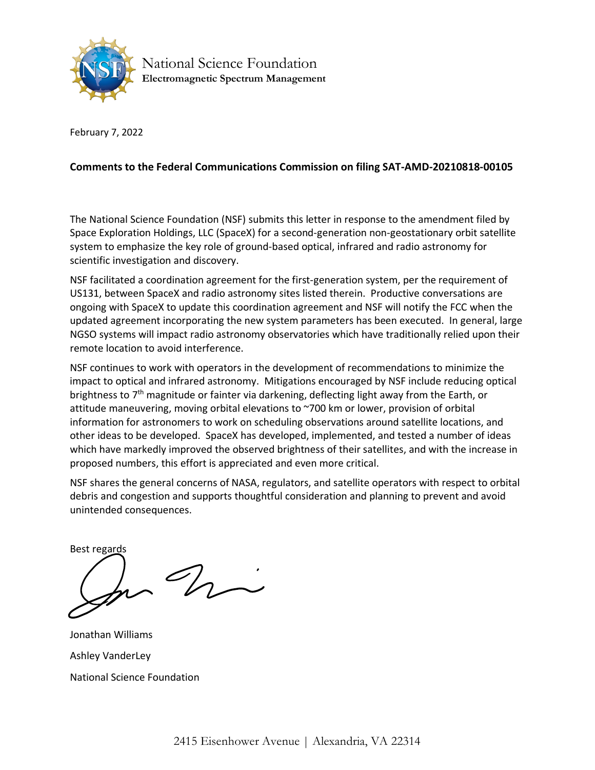National Science Foundation
**Electromagnetic Spectrum Management**

February 7, 2022

**Comments to the Federal Communications Commission on filing SAT-AMD-20210818-00105**

The National Science Foundation (NSF) submits this letter in response to the amendment filed by Space Exploration Holdings, LLC (SpaceX) for a second-generation non-geostationary orbit satellite system to emphasize the key role of ground-based optical, infrared and radio astronomy for scientific investigation and discovery.

NSF facilitated a coordination agreement for the first-generation system, per the requirement of US131, between SpaceX and radio astronomy sites listed therein. Productive conversations are ongoing with SpaceX to update this coordination agreement and NSF will notify the FCC when the updated agreement incorporating the new system parameters has been executed. In general, large NGSO systems will impact radio astronomy observatories which have traditionally relied upon their remote location to avoid interference.

NSF continues to work with operators in the development of recommendations to minimize the impact to optical and infrared astronomy. Mitigations encouraged by NSF include reducing optical brightness to 7th magnitude or fainter via darkening, deflecting light away from the Earth, or attitude maneuvering, moving orbital elevations to ~700 km or lower, provision of orbital information for astronomers to work on scheduling observations around satellite locations, and other ideas to be developed. SpaceX has developed, implemented, and tested a number of ideas which have markedly improved the observed brightness of their satellites, and with the increase in proposed numbers, this effort is appreciated and even more critical.

NSF shares the general concerns of NASA, regulators, and satellite operators with respect to orbital debris and congestion and supports thoughtful consideration and planning to prevent and avoid unintended consequences.

Best regards

Jonathan Williams

Ashley VanderLey

National Science Foundation

2415 Eisenhower Avenue | Alexandria, VA 22314